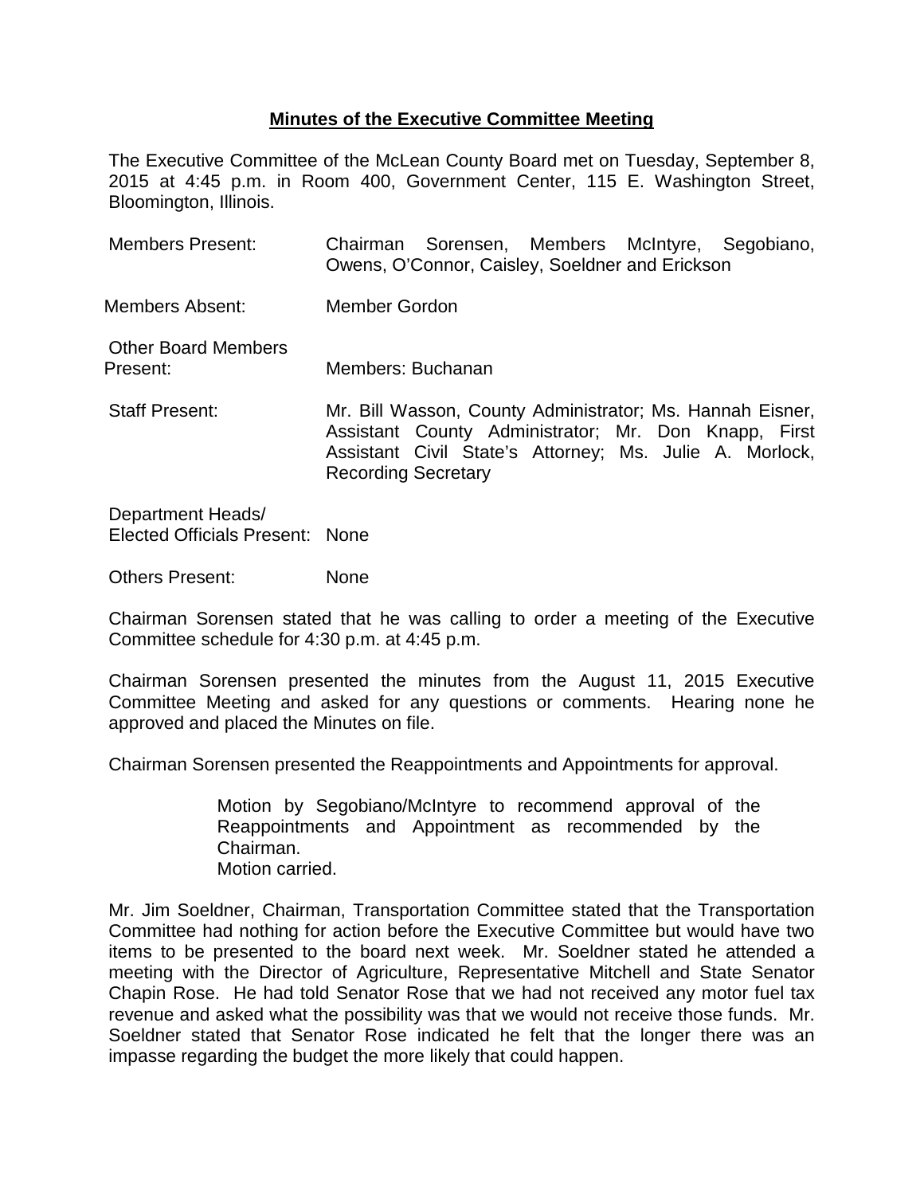# **Minutes of the Executive Committee Meeting**

The Executive Committee of the McLean County Board met on Tuesday, September 8, 2015 at 4:45 p.m. in Room 400, Government Center, 115 E. Washington Street, Bloomington, Illinois.

Members Present: Chairman Sorensen, Members McIntyre, Segobiano, Owens, O'Connor, Caisley, Soeldner and Erickson

Members Absent: Member Gordon

Other Board Members Present: Members: Buchanan

Staff Present: Mr. Bill Wasson, County Administrator; Ms. Hannah Eisner, Assistant County Administrator; Mr. Don Knapp, First Assistant Civil State's Attorney; Ms. Julie A. Morlock, Recording Secretary

Department Heads/ Elected Officials Present: None

Others Present: None

Chairman Sorensen stated that he was calling to order a meeting of the Executive Committee schedule for 4:30 p.m. at 4:45 p.m.

Chairman Sorensen presented the minutes from the August 11, 2015 Executive Committee Meeting and asked for any questions or comments. Hearing none he approved and placed the Minutes on file.

Chairman Sorensen presented the Reappointments and Appointments for approval.

> Motion by Segobiano/McIntyre to recommend approval of the Reappointments and Appointment as recommended by the Chairman.
> Motion carried.

Mr. Jim Soeldner, Chairman, Transportation Committee stated that the Transportation Committee had nothing for action before the Executive Committee but would have two items to be presented to the board next week. Mr. Soeldner stated he attended a meeting with the Director of Agriculture, Representative Mitchell and State Senator Chapin Rose. He had told Senator Rose that we had not received any motor fuel tax revenue and asked what the possibility was that we would not receive those funds. Mr. Soeldner stated that Senator Rose indicated he felt that the longer there was an impasse regarding the budget the more likely that could happen.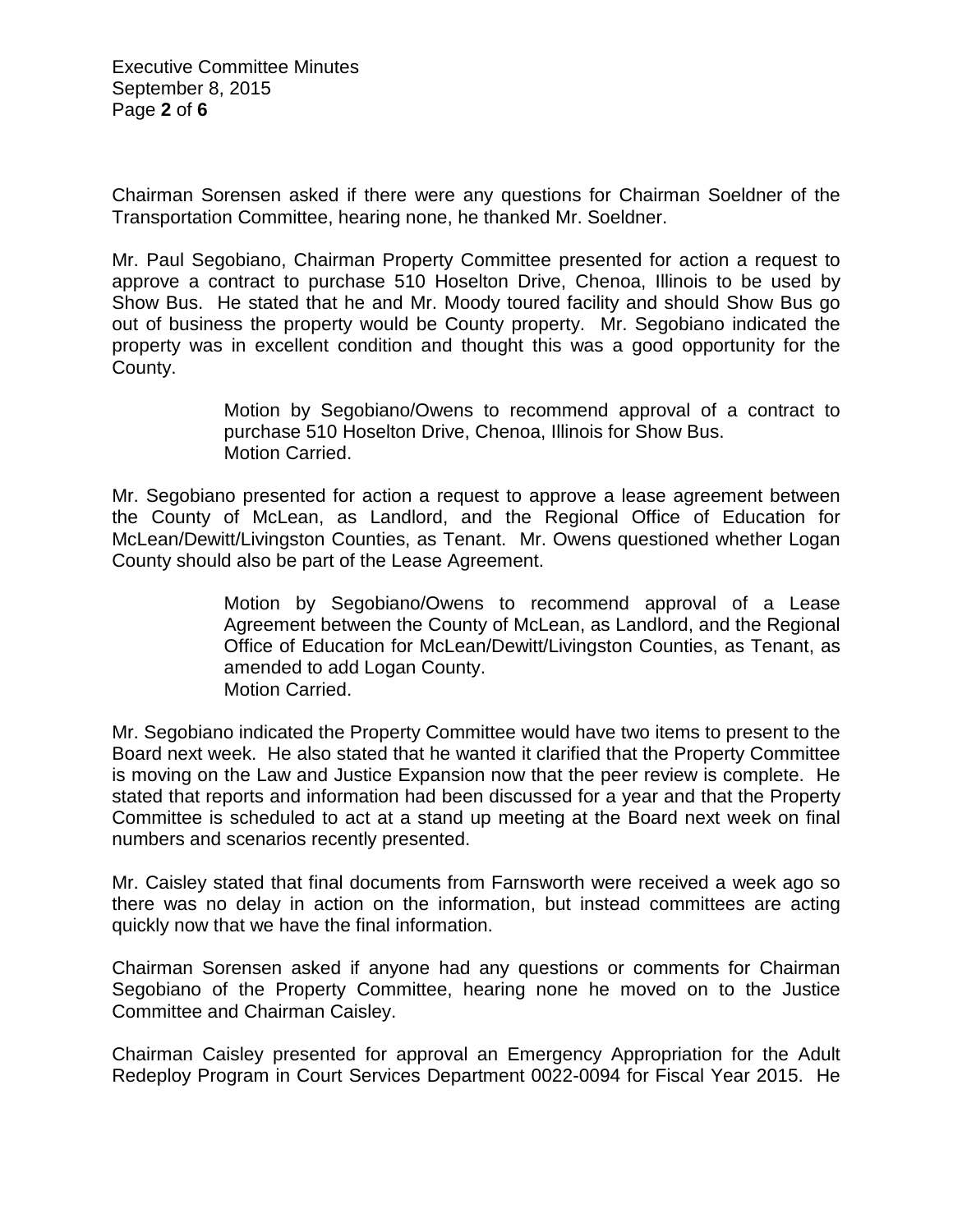Chairman Sorensen asked if there were any questions for Chairman Soeldner of the Transportation Committee, hearing none, he thanked Mr. Soeldner.

Mr. Paul Segobiano, Chairman Property Committee presented for action a request to approve a contract to purchase 510 Hoselton Drive, Chenoa, Illinois to be used by Show Bus. He stated that he and Mr. Moody toured facility and should Show Bus go out of business the property would be County property. Mr. Segobiano indicated the property was in excellent condition and thought this was a good opportunity for the County.

> Motion by Segobiano/Owens to recommend approval of a contract to purchase 510 Hoselton Drive, Chenoa, Illinois for Show Bus.
> Motion Carried.

Mr. Segobiano presented for action a request to approve a lease agreement between the County of McLean, as Landlord, and the Regional Office of Education for McLean/Dewitt/Livingston Counties, as Tenant. Mr. Owens questioned whether Logan County should also be part of the Lease Agreement.

> Motion by Segobiano/Owens to recommend approval of a Lease Agreement between the County of McLean, as Landlord, and the Regional Office of Education for McLean/Dewitt/Livingston Counties, as Tenant, as amended to add Logan County.
> Motion Carried.

Mr. Segobiano indicated the Property Committee would have two items to present to the Board next week. He also stated that he wanted it clarified that the Property Committee is moving on the Law and Justice Expansion now that the peer review is complete. He stated that reports and information had been discussed for a year and that the Property Committee is scheduled to act at a stand up meeting at the Board next week on final numbers and scenarios recently presented.

Mr. Caisley stated that final documents from Farnsworth were received a week ago so there was no delay in action on the information, but instead committees are acting quickly now that we have the final information.

Chairman Sorensen asked if anyone had any questions or comments for Chairman Segobiano of the Property Committee, hearing none he moved on to the Justice Committee and Chairman Caisley.

Chairman Caisley presented for approval an Emergency Appropriation for the Adult Redeploy Program in Court Services Department 0022-0094 for Fiscal Year 2015. He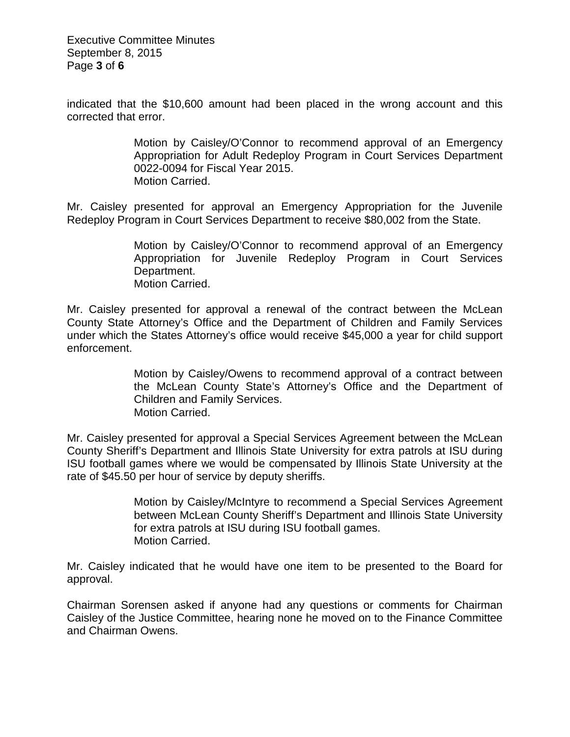indicated that the $10,600 amount had been placed in the wrong account and this corrected that error.

> Motion by Caisley/O'Connor to recommend approval of an Emergency Appropriation for Adult Redeploy Program in Court Services Department 0022-0094 for Fiscal Year 2015.
> Motion Carried.

Mr. Caisley presented for approval an Emergency Appropriation for the Juvenile Redeploy Program in Court Services Department to receive $80,002 from the State.

> Motion by Caisley/O'Connor to recommend approval of an Emergency Appropriation for Juvenile Redeploy Program in Court Services Department.
> Motion Carried.

Mr. Caisley presented for approval a renewal of the contract between the McLean County State Attorney's Office and the Department of Children and Family Services under which the States Attorney's office would receive $45,000 a year for child support enforcement.

> Motion by Caisley/Owens to recommend approval of a contract between the McLean County State's Attorney's Office and the Department of Children and Family Services.
> Motion Carried.

Mr. Caisley presented for approval a Special Services Agreement between the McLean County Sheriff's Department and Illinois State University for extra patrols at ISU during ISU football games where we would be compensated by Illinois State University at the rate of $45.50 per hour of service by deputy sheriffs.

> Motion by Caisley/McIntyre to recommend a Special Services Agreement between McLean County Sheriff's Department and Illinois State University for extra patrols at ISU during ISU football games.
> Motion Carried.

Mr. Caisley indicated that he would have one item to be presented to the Board for approval.

Chairman Sorensen asked if anyone had any questions or comments for Chairman Caisley of the Justice Committee, hearing none he moved on to the Finance Committee and Chairman Owens.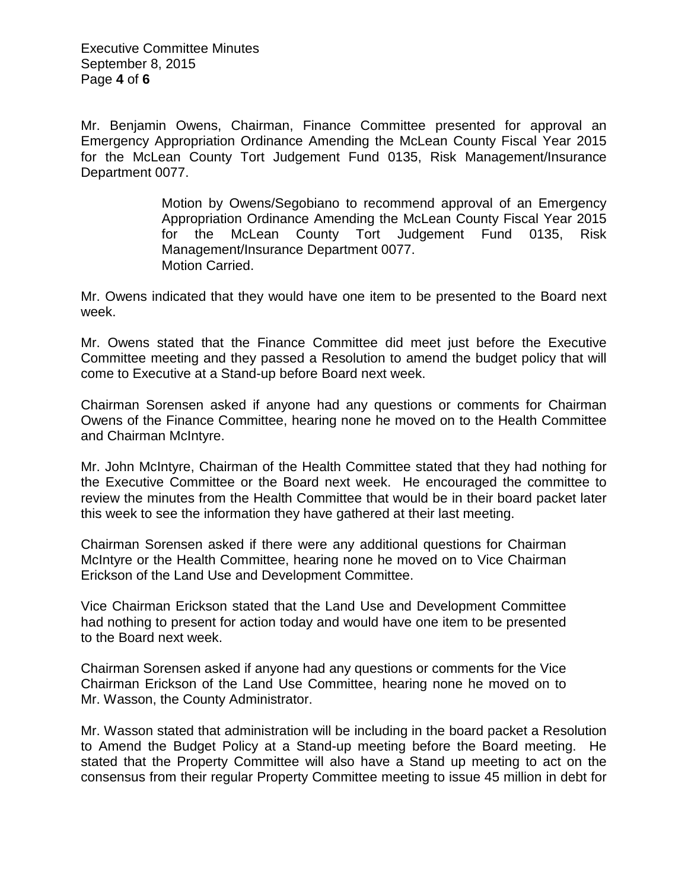Mr. Benjamin Owens, Chairman, Finance Committee presented for approval an Emergency Appropriation Ordinance Amending the McLean County Fiscal Year 2015 for the McLean County Tort Judgement Fund 0135, Risk Management/Insurance Department 0077.

> Motion by Owens/Segobiano to recommend approval of an Emergency Appropriation Ordinance Amending the McLean County Fiscal Year 2015 for the McLean County Tort Judgement Fund 0135, Risk Management/Insurance Department 0077.
> Motion Carried.

Mr. Owens indicated that they would have one item to be presented to the Board next week.

Mr. Owens stated that the Finance Committee did meet just before the Executive Committee meeting and they passed a Resolution to amend the budget policy that will come to Executive at a Stand-up before Board next week.

Chairman Sorensen asked if anyone had any questions or comments for Chairman Owens of the Finance Committee, hearing none he moved on to the Health Committee and Chairman McIntyre.

Mr. John McIntyre, Chairman of the Health Committee stated that they had nothing for the Executive Committee or the Board next week. He encouraged the committee to review the minutes from the Health Committee that would be in their board packet later this week to see the information they have gathered at their last meeting.

Chairman Sorensen asked if there were any additional questions for Chairman McIntyre or the Health Committee, hearing none he moved on to Vice Chairman Erickson of the Land Use and Development Committee.

Vice Chairman Erickson stated that the Land Use and Development Committee had nothing to present for action today and would have one item to be presented to the Board next week.

Chairman Sorensen asked if anyone had any questions or comments for the Vice Chairman Erickson of the Land Use Committee, hearing none he moved on to Mr. Wasson, the County Administrator.

Mr. Wasson stated that administration will be including in the board packet a Resolution to Amend the Budget Policy at a Stand-up meeting before the Board meeting. He stated that the Property Committee will also have a Stand up meeting to act on the consensus from their regular Property Committee meeting to issue 45 million in debt for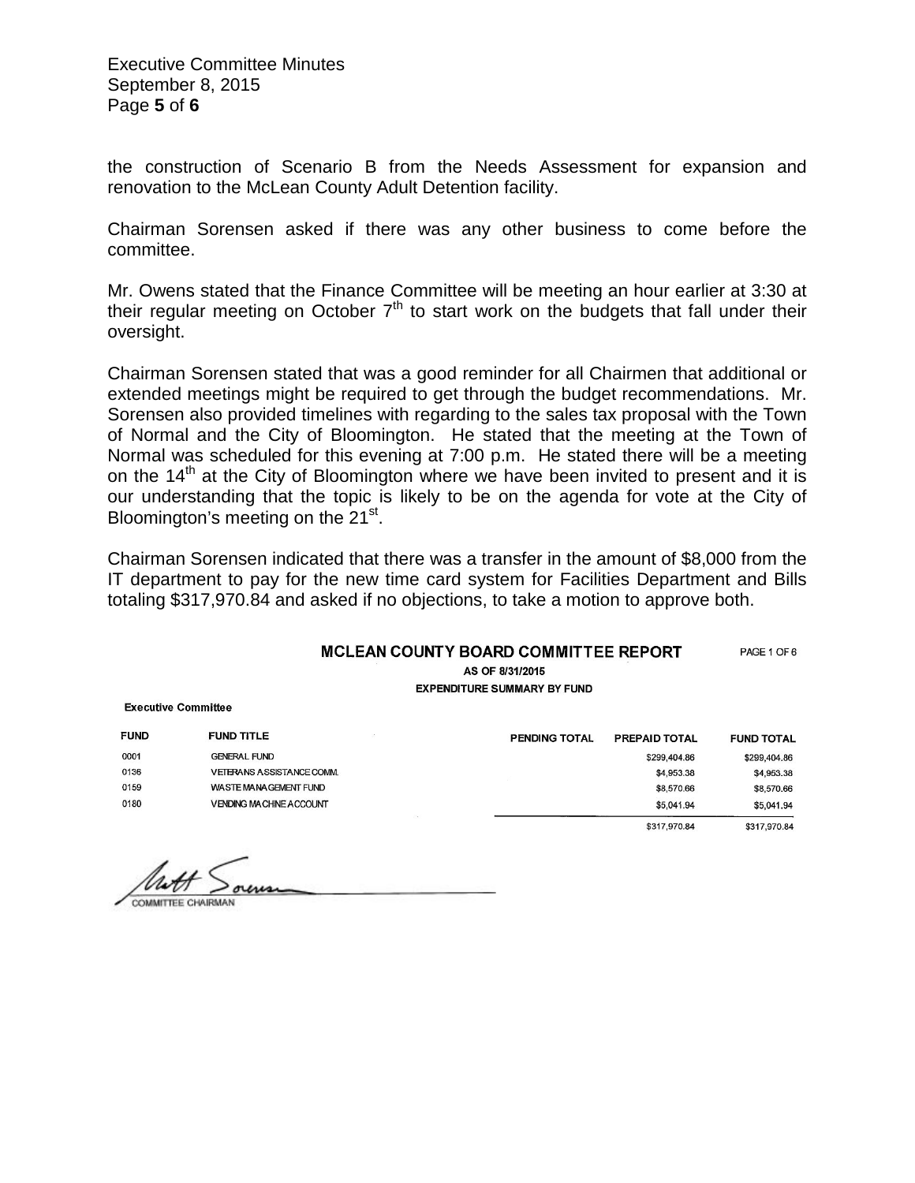the construction of Scenario B from the Needs Assessment for expansion and renovation to the McLean County Adult Detention facility.

Chairman Sorensen asked if there was any other business to come before the committee.

Mr. Owens stated that the Finance Committee will be meeting an hour earlier at 3:30 at their regular meeting on October 7th to start work on the budgets that fall under their oversight.

Chairman Sorensen stated that was a good reminder for all Chairmen that additional or extended meetings might be required to get through the budget recommendations. Mr. Sorensen also provided timelines with regarding to the sales tax proposal with the Town of Normal and the City of Bloomington. He stated that the meeting at the Town of Normal was scheduled for this evening at 7:00 p.m. He stated there will be a meeting on the 14th at the City of Bloomington where we have been invited to present and it is our understanding that the topic is likely to be on the agenda for vote at the City of Bloomington's meeting on the 21st.

Chairman Sorensen indicated that there was a transfer in the amount of $8,000 from the IT department to pay for the new time card system for Facilities Department and Bills totaling $317,970.84 and asked if no objections, to take a motion to approve both.

**MCLEAN COUNTY BOARD COMMITTEE REPORT** PAGE 1 OF 6

**AS OF 8/31/2015**

**EXPENDITURE SUMMARY BY FUND**

**Executive Committee**

| FUND | FUND TITLE | PENDING TOTAL | PREPAID TOTAL | FUND TOTAL |
|---|---|---|---|---|
| 0001 | GENERAL FUND | | $299,404.86 | $299,404.86 |
| 0136 | VETERANS ASSISTANCE COMM. | | $4,953.38 | $4,953.38 |
| 0159 | WASTE MANAGEMENT FUND | | $8,570.66 | $8,570.66 |
| 0180 | VENDING MACHINE ACCOUNT | | $5,041.94 | $5,041.94 |
| | | | $317,970.84 | $317,970.84 |

Matt Sorensen
COMMITTEE CHAIRMAN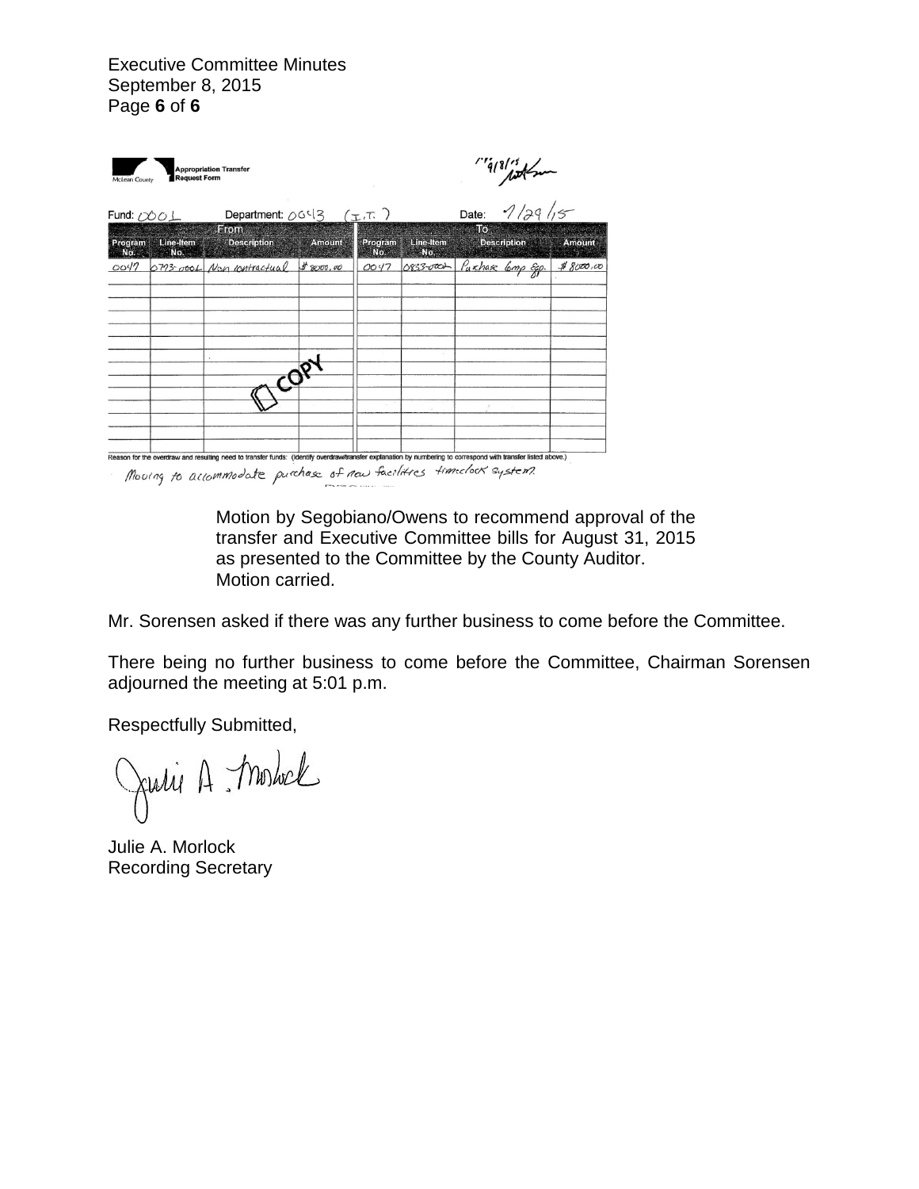McLean County **Appropriation Transfer Request Form**

9/8/15

Fund: 0001 Department: 0013 (I.T.) Date: 7/29/15

| From | | | | To | | | |
|---|---|---|---|---|---|---|---|
| Program No. | Line-Item No. | Description | Amount | Program No. | Line-Item No. | Description | Amount |
| 0047 | 0793-0001 | Non contractual | $8000.00 | 0047 | 0833-0001 | Purchase Comp Eqp. | $8000.00 |

COPY

Reason for the overdraw and resulting need to transfer funds: (Identify overdraw/transfer explanation by numbering to correspond with transfer listed above.)

Moving to accommodate purchase of new facilities timeclock system.

Motion by Segobiano/Owens to recommend approval of the transfer and Executive Committee bills for August 31, 2015 as presented to the Committee by the County Auditor. Motion carried.

Mr. Sorensen asked if there was any further business to come before the Committee.

There being no further business to come before the Committee, Chairman Sorensen adjourned the meeting at 5:01 p.m.

Respectfully Submitted,

Julie A. Morlock

Julie A. Morlock
Recording Secretary